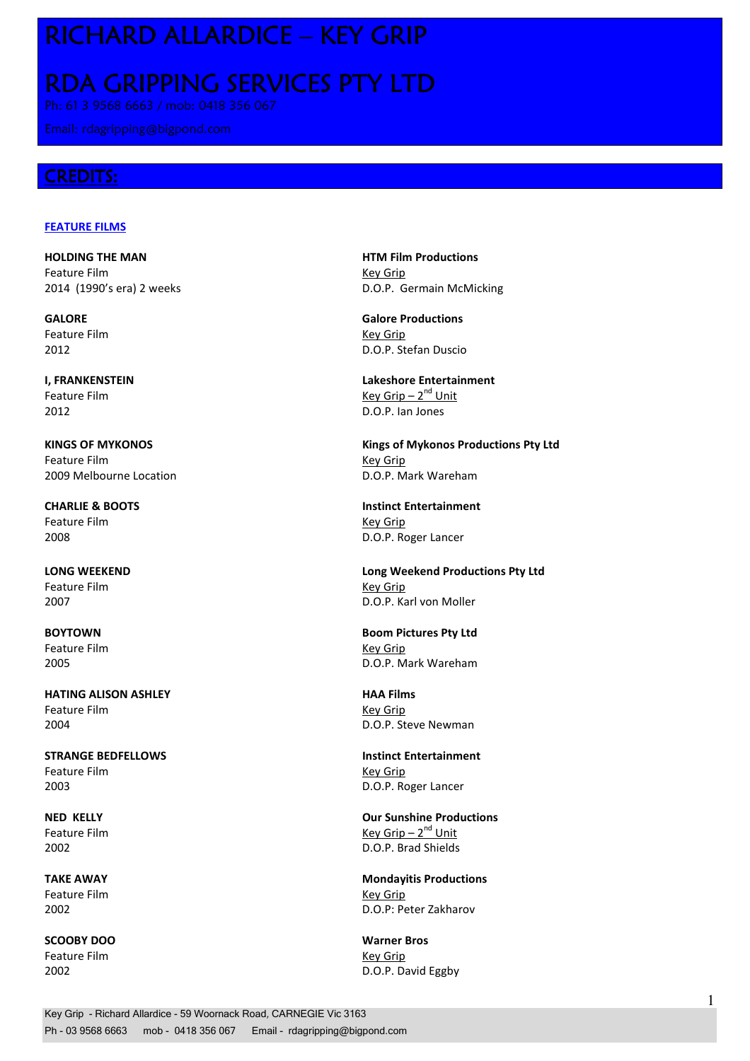# RICHARD ALLARDICE – KEY GRIP

# RDA GRIPPING SERVICES PTY LTD

Ph: 61 3 9568 6663 / mob: 0418 356 067

Email: rdagripping@bigpond.com

## CREDITS:

### FEATURE FILMS

**HOLDING THE MAN**
Feature Film
2014 (1990's era) 2 weeks

**HTM Film Productions**
Key Grip
D.O.P. Germain McMicking

**GALORE**
Feature Film
2012

**Galore Productions**
Key Grip
D.O.P. Stefan Duscio

**I, FRANKENSTEIN**
Feature Film
2012

**Lakeshore Entertainment**
Key Grip – 2nd Unit
D.O.P. Ian Jones

**KINGS OF MYKONOS**
Feature Film
2009 Melbourne Location

**Kings of Mykonos Productions Pty Ltd**
Key Grip
D.O.P. Mark Wareham

**CHARLIE & BOOTS**
Feature Film
2008

**Instinct Entertainment**
Key Grip
D.O.P. Roger Lancer

**LONG WEEKEND**
Feature Film
2007

**Long Weekend Productions Pty Ltd**
Key Grip
D.O.P. Karl von Moller

**BOYTOWN**
Feature Film
2005

**Boom Pictures Pty Ltd**
Key Grip
D.O.P. Mark Wareham

**HATING ALISON ASHLEY**
Feature Film
2004

**HAA Films**
Key Grip
D.O.P. Steve Newman

**STRANGE BEDFELLOWS**
Feature Film
2003

**Instinct Entertainment**
Key Grip
D.O.P. Roger Lancer

**NED KELLY**
Feature Film
2002

**Our Sunshine Productions**
Key Grip – 2nd Unit
D.O.P. Brad Shields

**TAKE AWAY**
Feature Film
2002

**Mondayitis Productions**
Key Grip
D.O.P: Peter Zakharov

**SCOOBY DOO**
Feature Film
2002

**Warner Bros**
Key Grip
D.O.P. David Eggby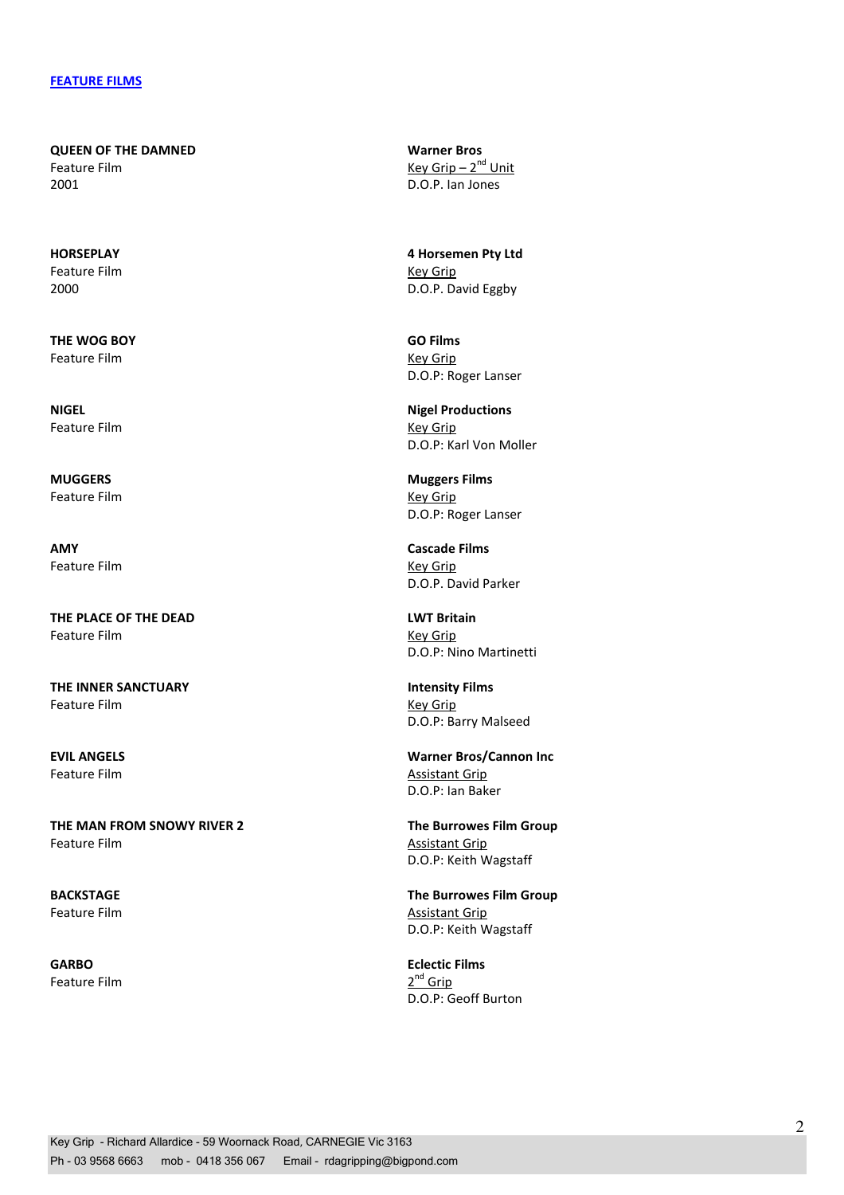## FEATURE FILMS

**QUEEN OF THE DAMNED**
Feature Film
2001

**Warner Bros**
Key Grip – 2nd Unit
D.O.P. Ian Jones

**HORSEPLAY**
Feature Film
2000

**4 Horsemen Pty Ltd**
Key Grip
D.O.P. David Eggby

**THE WOG BOY**
Feature Film

**GO Films**
Key Grip
D.O.P: Roger Lanser

**NIGEL**
Feature Film

**Nigel Productions**
Key Grip
D.O.P: Karl Von Moller

**MUGGERS**
Feature Film

**Muggers Films**
Key Grip
D.O.P: Roger Lanser

**AMY**
Feature Film

**Cascade Films**
Key Grip
D.O.P. David Parker

**THE PLACE OF THE DEAD**
Feature Film

**LWT Britain**
Key Grip
D.O.P: Nino Martinetti

**THE INNER SANCTUARY**
Feature Film

**Intensity Films**
Key Grip
D.O.P: Barry Malseed

**EVIL ANGELS**
Feature Film

**Warner Bros/Cannon Inc**
Assistant Grip
D.O.P: Ian Baker

**THE MAN FROM SNOWY RIVER 2**
Feature Film

**The Burrowes Film Group**
Assistant Grip
D.O.P: Keith Wagstaff

**BACKSTAGE**
Feature Film

**The Burrowes Film Group**
Assistant Grip
D.O.P: Keith Wagstaff

**GARBO**
Feature Film

**Eclectic Films**
2nd Grip
D.O.P: Geoff Burton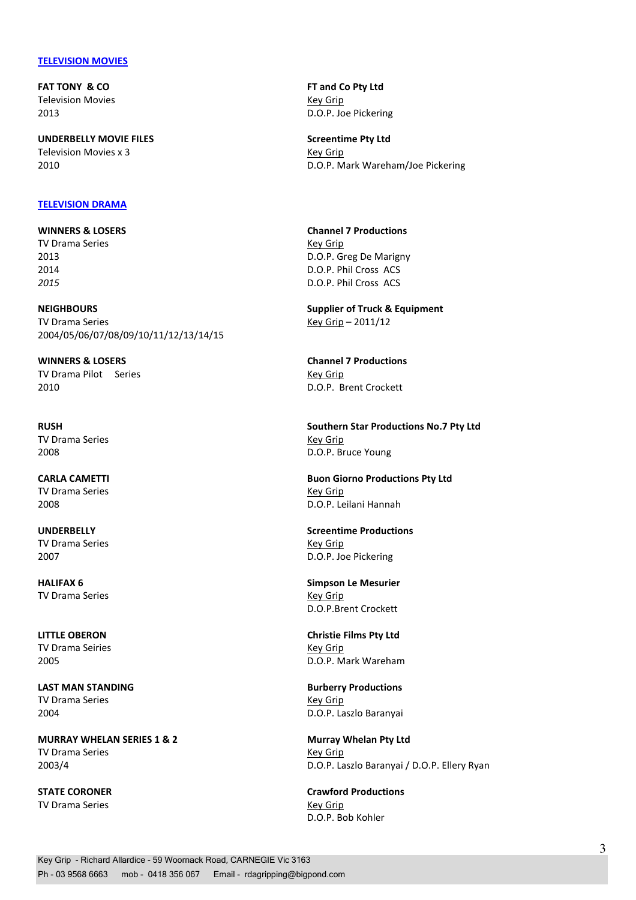## TELEVISION MOVIES

**FAT TONY & CO**
Television Movies
2013

**FT and Co Pty Ltd**
Key Grip
D.O.P. Joe Pickering

**UNDERBELLY MOVIE FILES**
Television Movies x 3
2010

**Screentime Pty Ltd**
Key Grip
D.O.P. Mark Wareham/Joe Pickering

## TELEVISION DRAMA

**WINNERS & LOSERS**
TV Drama Series
2013
2014
*2015*

**Channel 7 Productions**
Key Grip
D.O.P. Greg De Marigny
D.O.P. Phil Cross ACS
D.O.P. Phil Cross ACS

**NEIGHBOURS**
TV Drama Series
2004/05/06/07/08/09/10/11/12/13/14/15

**Supplier of Truck & Equipment**
Key Grip – 2011/12

**WINNERS & LOSERS**
TV Drama Pilot Series
2010

**Channel 7 Productions**
Key Grip
D.O.P. Brent Crockett

**RUSH**
TV Drama Series
2008

**Southern Star Productions No.7 Pty Ltd**
Key Grip
D.O.P. Bruce Young

**CARLA CAMETTI**
TV Drama Series
2008

**Buon Giorno Productions Pty Ltd**
Key Grip
D.O.P. Leilani Hannah

**UNDERBELLY**
TV Drama Series
2007

**Screentime Productions**
Key Grip
D.O.P. Joe Pickering

**HALIFAX 6**
TV Drama Series

**Simpson Le Mesurier**
Key Grip
D.O.P.Brent Crockett

**LITTLE OBERON**
TV Drama Seiries
2005

**Christie Films Pty Ltd**
Key Grip
D.O.P. Mark Wareham

**LAST MAN STANDING**
TV Drama Series
2004

**Burberry Productions**
Key Grip
D.O.P. Laszlo Baranyai

**MURRAY WHELAN SERIES 1 & 2**
TV Drama Series
2003/4

**Murray Whelan Pty Ltd**
Key Grip
D.O.P. Laszlo Baranyai / D.O.P. Ellery Ryan

**STATE CORONER**
TV Drama Series

**Crawford Productions**
Key Grip
D.O.P. Bob Kohler

Key Grip - Richard Allardice - 59 Woornack Road, CARNEGIE Vic 3163
Ph - 03 9568 6663 mob - 0418 356 067 Email - rdagripping@bigpond.com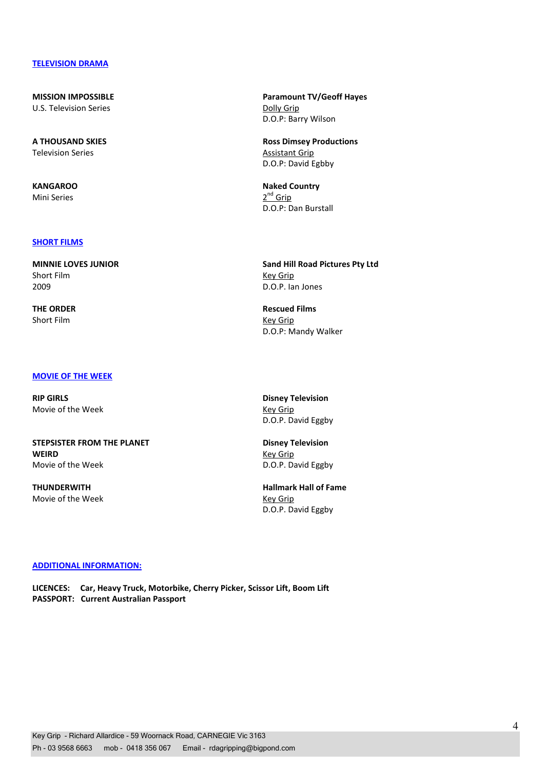## TELEVISION DRAMA

**MISSION IMPOSSIBLE**
U.S. Television Series

**Paramount TV/Geoff Hayes**
Dolly Grip
D.O.P: Barry Wilson

**A THOUSAND SKIES**
Television Series

**Ross Dimsey Productions**
Assistant Grip
D.O.P: David Egbby

**KANGAROO**
Mini Series

**Naked Country**
2nd Grip
D.O.P: Dan Burstall

## SHORT FILMS

**MINNIE LOVES JUNIOR**
Short Film
2009

**Sand Hill Road Pictures Pty Ltd**
Key Grip
D.O.P. Ian Jones

**THE ORDER**
Short Film

**Rescued Films**
Key Grip
D.O.P: Mandy Walker

## MOVIE OF THE WEEK

**RIP GIRLS**
Movie of the Week

**Disney Television**
Key Grip
D.O.P. David Eggby

**STEPSISTER FROM THE PLANET WEIRD**
Movie of the Week

**Disney Television**
Key Grip
D.O.P. David Eggby

**THUNDERWITH**
Movie of the Week

**Hallmark Hall of Fame**
Key Grip
D.O.P. David Eggby

## ADDITIONAL INFORMATION:

**LICENCES: Car, Heavy Truck, Motorbike, Cherry Picker, Scissor Lift, Boom Lift**
**PASSPORT: Current Australian Passport**